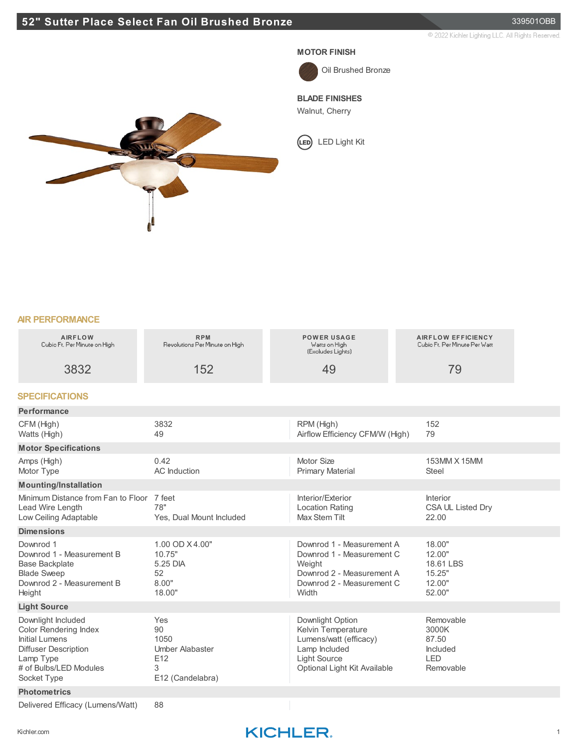# 52" Sutter Place Select Fan Oil Brushed Bronze

339501OBB

© 2022 Kichler Lighting LLC. All Rights Reserved.

**MOTOR FINISH**

Oil Brushed Bronze

**BLADE FINISHES**

Walnut, Cherry

LED Light Kit

## AIR PERFORMANCE

| AIRFLOW<br>Cubic Ft. Per Minute on High | RPM<br>Revolutions Per Minute on High | POWER USAGE<br>Watts on High<br>(Excludes Lights) | AIRFLOW EFFICIENCY<br>Cubic Ft. Per Minute Per Watt |
|---|---|---|---|
| 3832 | 152 | 49 | 79 |

## SPECIFICATIONS

### Performance

| | | | |
|---|---|---|---|
| CFM (High) | 3832 | RPM (High) | 152 |
| Watts (High) | 49 | Airflow Efficiency CFM/W (High) | 79 |

### Motor Specifications

| | | | |
|---|---|---|---|
| Amps (High) | 0.42 | Motor Size | 153MM X 15MM |
| Motor Type | AC Induction | Primary Material | Steel |

### Mounting/Installation

| | | | |
|---|---|---|---|
| Minimum Distance from Fan to Floor | 7 feet | Interior/Exterior | Interior |
| Lead Wire Length | 78" | Location Rating | CSA UL Listed Dry |
| Low Ceiling Adaptable | Yes, Dual Mount Included | Max Stem Tilt | 22.00 |

### Dimensions

| | | | |
|---|---|---|---|
| Downrod 1 | 1.00 OD X 4.00" | Downrod 1 - Measurement A | 18.00" |
| Downrod 1 - Measurement B | 10.75" | Downrod 1 - Measurement C | 12.00" |
| Base Backplate | 5.25 DIA | Weight | 18.61 LBS |
| Blade Sweep | 52 | Downrod 2 - Measurement A | 15.25" |
| Downrod 2 - Measurement B | 8.00" | Downrod 2 - Measurement C | 12.00" |
| Height | 18.00" | Width | 52.00" |

### Light Source

| | | | |
|---|---|---|---|
| Downlight Included | Yes | Downlight Option | Removable |
| Color Rendering Index | 90 | Kelvin Temperature | 3000K |
| Initial Lumens | 1050 | Lumens/watt (efficacy) | 87.50 |
| Diffuser Description | Umber Alabaster | Lamp Included | Included |
| Lamp Type | E12 | Light Source | LED |
| # of Bulbs/LED Modules | 3 | Optional Light Kit Available | Removable |
| Socket Type | E12 (Candelabra) | | |

### Photometrics

| | | | |
|---|---|---|---|
| Delivered Efficacy (Lumens/Watt) | 88 | | |

Kichler.com

KICHLER.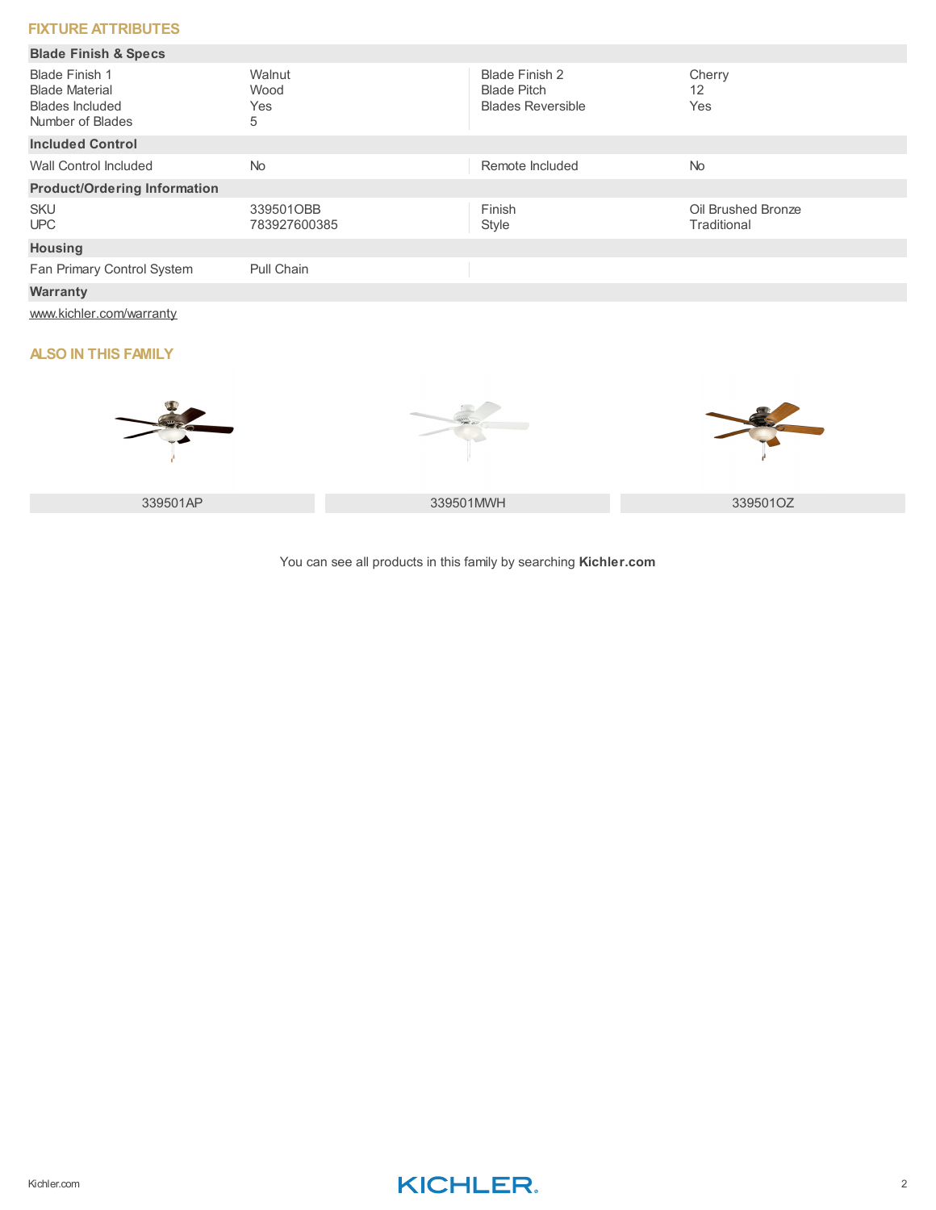## FIXTURE ATTRIBUTES

| | | | |
|---|---|---|---|
| **Blade Finish & Specs** | | | |
| Blade Finish 1 | Walnut | Blade Finish 2 | Cherry |
| Blade Material | Wood | Blade Pitch | 12 |
| Blades Included | Yes | Blades Reversible | Yes |
| Number of Blades | 5 | | |
| **Included Control** | | | |
| Wall Control Included | No | Remote Included | No |
| **Product/Ordering Information** | | | |
| SKU | 339501OBB | Finish | Oil Brushed Bronze |
| UPC | 783927600385 | Style | Traditional |
| **Housing** | | | |
| Fan Primary Control System | Pull Chain | | |
| **Warranty** | | | |
| www.kichler.com/warranty | | | |

## ALSO IN THIS FAMILY

339501AP

339501MWH

339501OZ

You can see all products in this family by searching **Kichler.com**